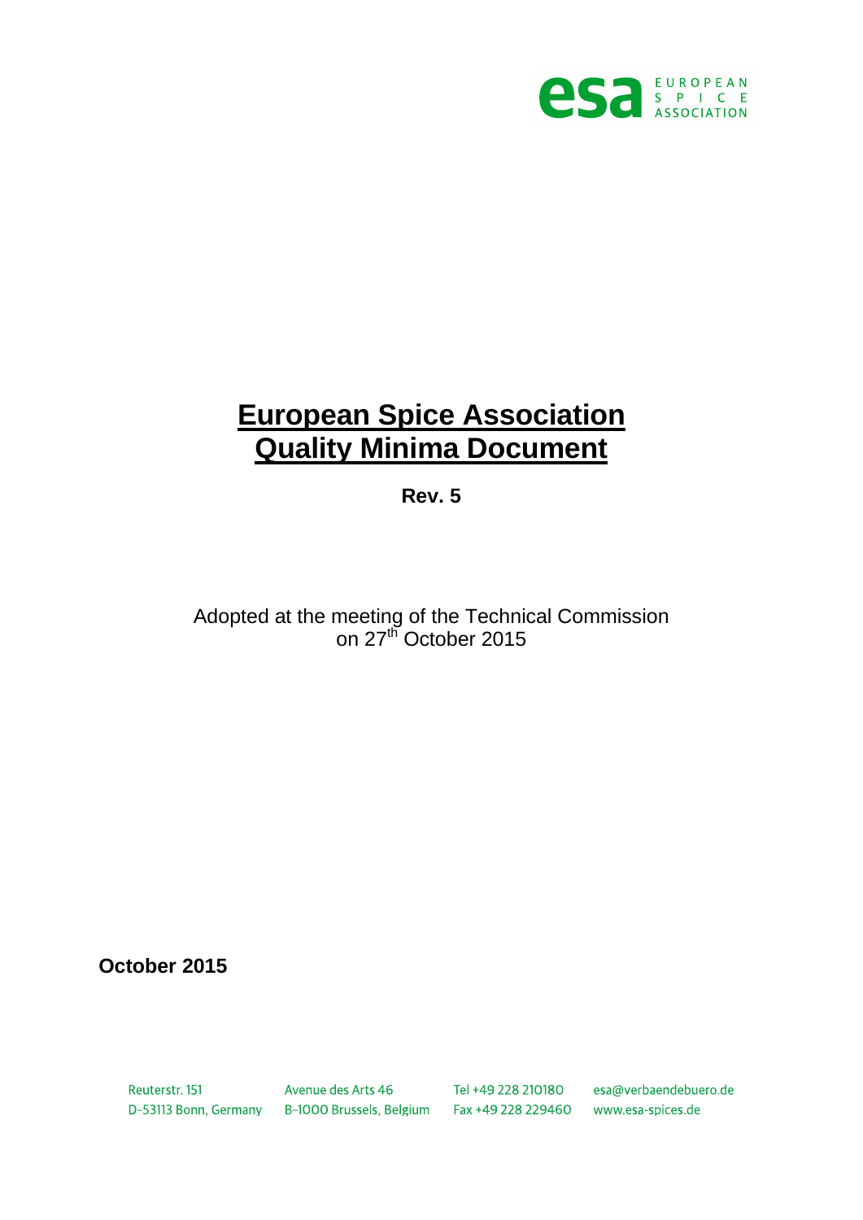# European Spice Association Quality Minima Document

**Rev. 5**

Adopted at the meeting of the Technical Commission on 27th October 2015

**October 2015**

Reuterstr. 151
D-53113 Bonn, Germany

Avenue des Arts 46
B-1000 Brussels, Belgium

Tel +49 228 210180
Fax +49 228 229460

esa@verbaendebuero.de
www.esa-spices.de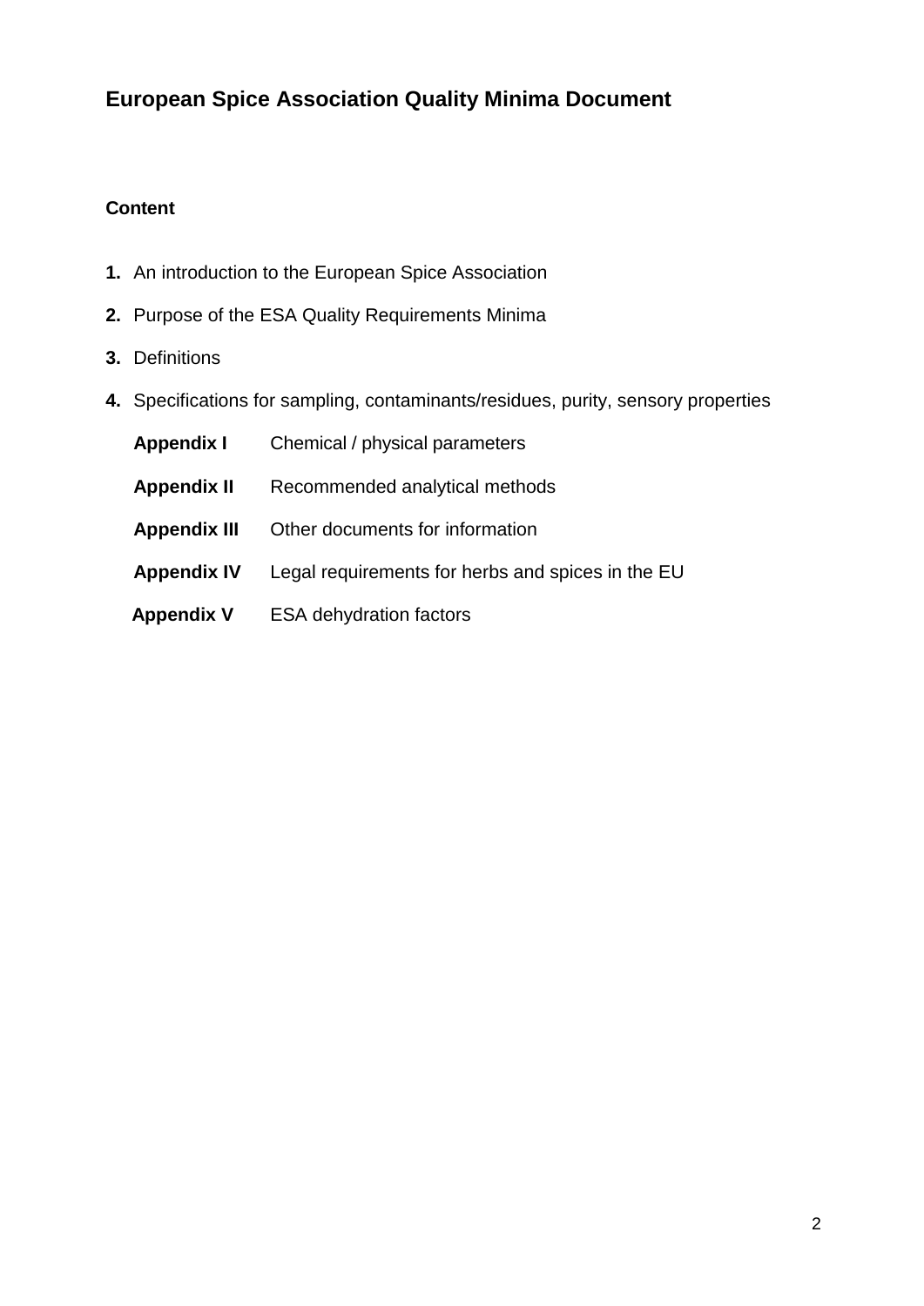# European Spice Association Quality Minima Document

**Content**

1. An introduction to the European Spice Association
2. Purpose of the ESA Quality Requirements Minima
3. Definitions
4. Specifications for sampling, contaminants/residues, purity, sensory properties

| | |
|---|---|
| **Appendix I** | Chemical / physical parameters |
| **Appendix II** | Recommended analytical methods |
| **Appendix III** | Other documents for information |
| **Appendix IV** | Legal requirements for herbs and spices in the EU |
| **Appendix V** | ESA dehydration factors |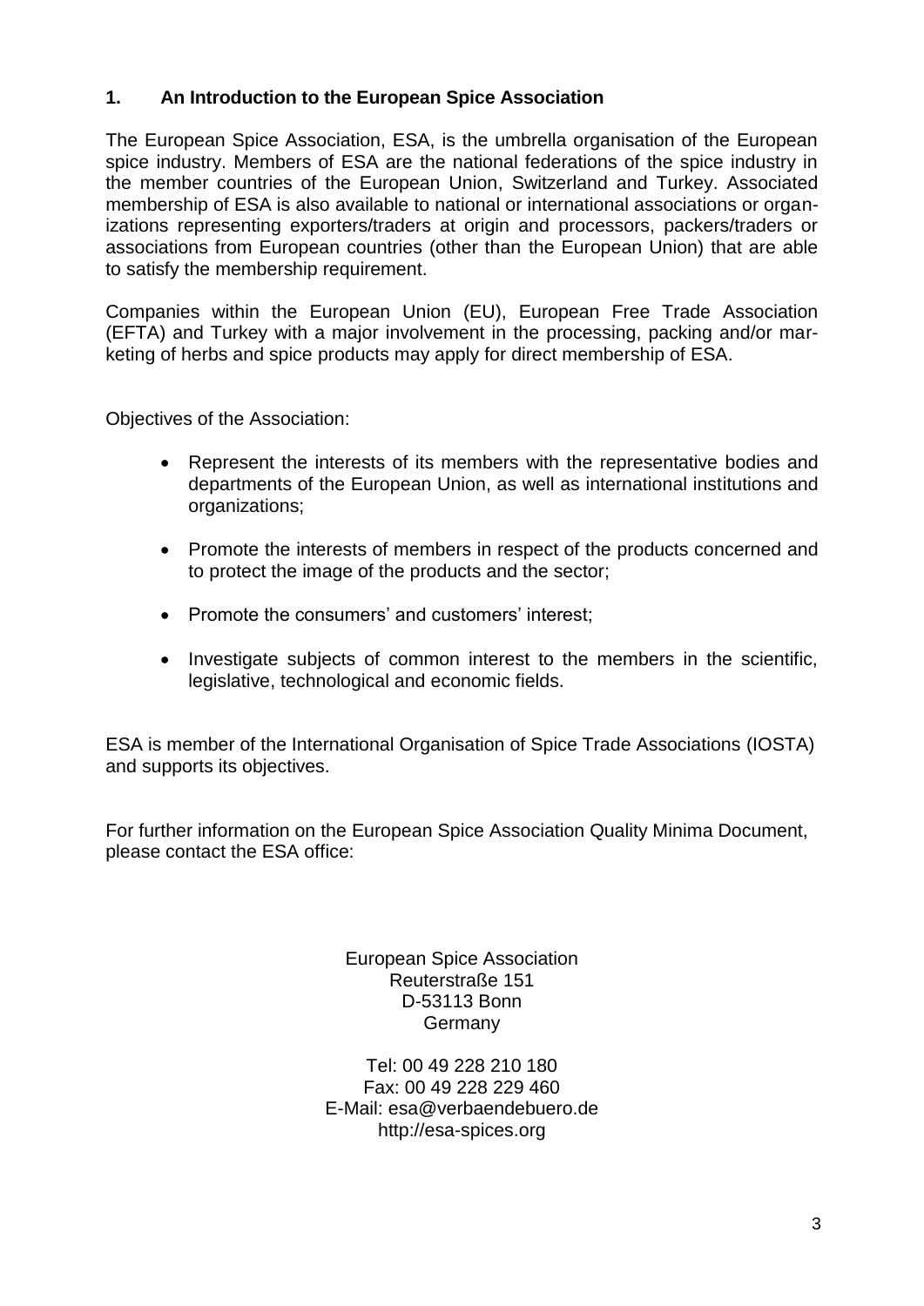## 1. An Introduction to the European Spice Association

The European Spice Association, ESA, is the umbrella organisation of the European spice industry. Members of ESA are the national federations of the spice industry in the member countries of the European Union, Switzerland and Turkey. Associated membership of ESA is also available to national or international associations or organizations representing exporters/traders at origin and processors, packers/traders or associations from European countries (other than the European Union) that are able to satisfy the membership requirement.

Companies within the European Union (EU), European Free Trade Association (EFTA) and Turkey with a major involvement in the processing, packing and/or marketing of herbs and spice products may apply for direct membership of ESA.

Objectives of the Association:

- Represent the interests of its members with the representative bodies and departments of the European Union, as well as international institutions and organizations;
- Promote the interests of members in respect of the products concerned and to protect the image of the products and the sector;
- Promote the consumers' and customers' interest;
- Investigate subjects of common interest to the members in the scientific, legislative, technological and economic fields.

ESA is member of the International Organisation of Spice Trade Associations (IOSTA) and supports its objectives.

For further information on the European Spice Association Quality Minima Document, please contact the ESA office:

European Spice Association
Reuterstraße 151
D-53113 Bonn
Germany

Tel: 00 49 228 210 180
Fax: 00 49 228 229 460
E-Mail: esa@verbaendebuero.de
http://esa-spices.org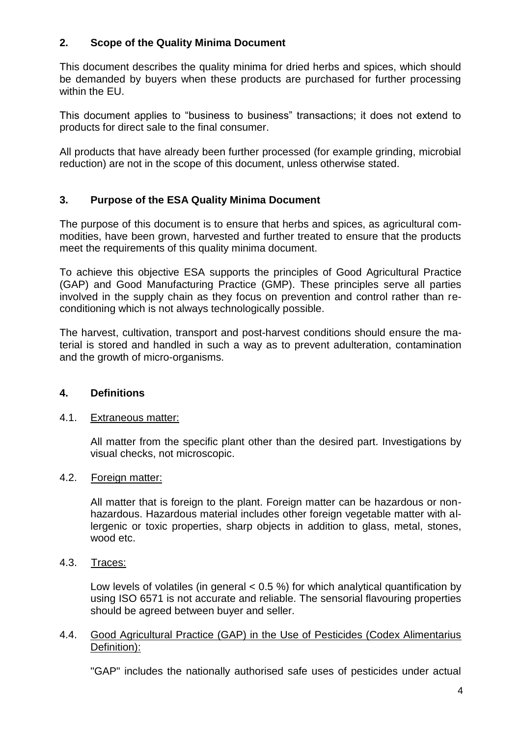## 2. Scope of the Quality Minima Document

This document describes the quality minima for dried herbs and spices, which should be demanded by buyers when these products are purchased for further processing within the EU.

This document applies to "business to business" transactions; it does not extend to products for direct sale to the final consumer.

All products that have already been further processed (for example grinding, microbial reduction) are not in the scope of this document, unless otherwise stated.

## 3. Purpose of the ESA Quality Minima Document

The purpose of this document is to ensure that herbs and spices, as agricultural commodities, have been grown, harvested and further treated to ensure that the products meet the requirements of this quality minima document.

To achieve this objective ESA supports the principles of Good Agricultural Practice (GAP) and Good Manufacturing Practice (GMP). These principles serve all parties involved in the supply chain as they focus on prevention and control rather than reconditioning which is not always technologically possible.

The harvest, cultivation, transport and post-harvest conditions should ensure the material is stored and handled in such a way as to prevent adulteration, contamination and the growth of micro-organisms.

## 4. Definitions

### 4.1. Extraneous matter:

All matter from the specific plant other than the desired part. Investigations by visual checks, not microscopic.

### 4.2. Foreign matter:

All matter that is foreign to the plant. Foreign matter can be hazardous or non-hazardous. Hazardous material includes other foreign vegetable matter with allergenic or toxic properties, sharp objects in addition to glass, metal, stones, wood etc.

### 4.3. Traces:

Low levels of volatiles (in general < 0.5 %) for which analytical quantification by using ISO 6571 is not accurate and reliable. The sensorial flavouring properties should be agreed between buyer and seller.

### 4.4. Good Agricultural Practice (GAP) in the Use of Pesticides (Codex Alimentarius Definition):

"GAP" includes the nationally authorised safe uses of pesticides under actual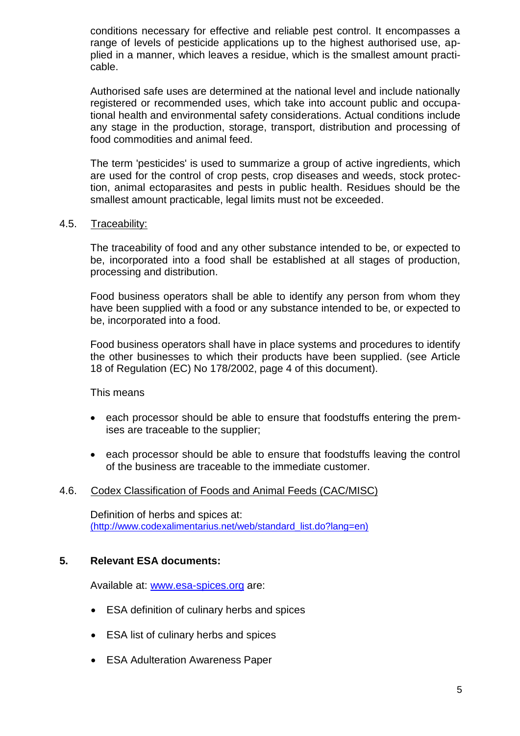conditions necessary for effective and reliable pest control. It encompasses a range of levels of pesticide applications up to the highest authorised use, applied in a manner, which leaves a residue, which is the smallest amount practicable.

Authorised safe uses are determined at the national level and include nationally registered or recommended uses, which take into account public and occupational health and environmental safety considerations. Actual conditions include any stage in the production, storage, transport, distribution and processing of food commodities and animal feed.

The term 'pesticides' is used to summarize a group of active ingredients, which are used for the control of crop pests, crop diseases and weeds, stock protection, animal ectoparasites and pests in public health. Residues should be the smallest amount practicable, legal limits must not be exceeded.

4.5. Traceability:

The traceability of food and any other substance intended to be, or expected to be, incorporated into a food shall be established at all stages of production, processing and distribution.

Food business operators shall be able to identify any person from whom they have been supplied with a food or any substance intended to be, or expected to be, incorporated into a food.

Food business operators shall have in place systems and procedures to identify the other businesses to which their products have been supplied. (see Article 18 of Regulation (EC) No 178/2002, page 4 of this document).

This means

- each processor should be able to ensure that foodstuffs entering the premises are traceable to the supplier;
- each processor should be able to ensure that foodstuffs leaving the control of the business are traceable to the immediate customer.

4.6. Codex Classification of Foods and Animal Feeds (CAC/MISC)

Definition of herbs and spices at:
(http://www.codexalimentarius.net/web/standard_list.do?lang=en)

## 5. Relevant ESA documents:

Available at: www.esa-spices.org are:

- ESA definition of culinary herbs and spices
- ESA list of culinary herbs and spices
- ESA Adulteration Awareness Paper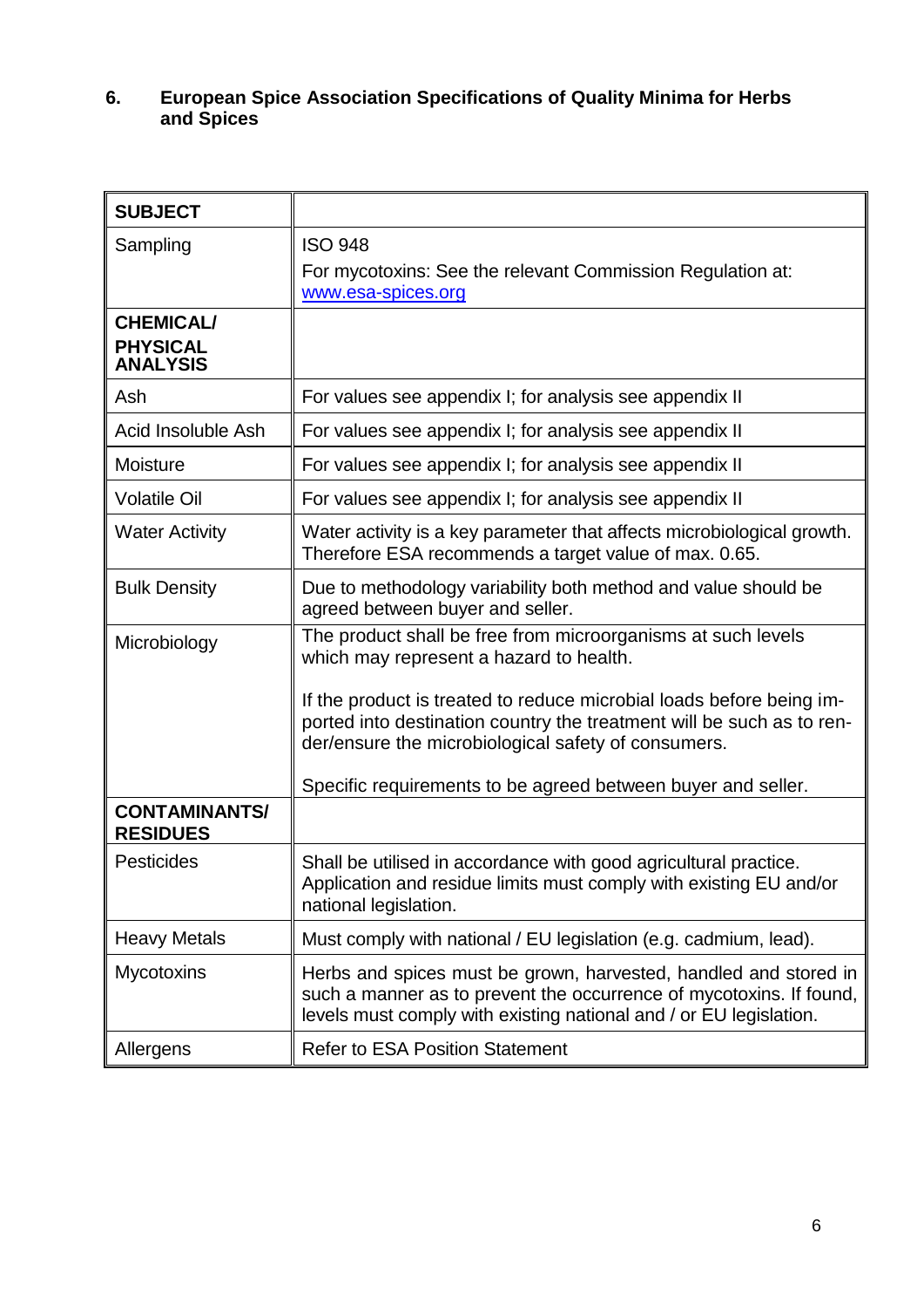## 6. European Spice Association Specifications of Quality Minima for Herbs and Spices

| **SUBJECT** | |
|---|---|
| Sampling | ISO 948<br>For mycotoxins: See the relevant Commission Regulation at: www.esa-spices.org |
| **CHEMICAL/ PHYSICAL ANALYSIS** | |
| Ash | For values see appendix I; for analysis see appendix II |
| Acid Insoluble Ash | For values see appendix I; for analysis see appendix II |
| Moisture | For values see appendix I; for analysis see appendix II |
| Volatile Oil | For values see appendix I; for analysis see appendix II |
| Water Activity | Water activity is a key parameter that affects microbiological growth. Therefore ESA recommends a target value of max. 0.65. |
| Bulk Density | Due to methodology variability both method and value should be agreed between buyer and seller. |
| Microbiology | The product shall be free from microorganisms at such levels which may represent a hazard to health.<br><br>If the product is treated to reduce microbial loads before being imported into destination country the treatment will be such as to render/ensure the microbiological safety of consumers.<br><br>Specific requirements to be agreed between buyer and seller. |
| **CONTAMINANTS/ RESIDUES** | |
| Pesticides | Shall be utilised in accordance with good agricultural practice. Application and residue limits must comply with existing EU and/or national legislation. |
| Heavy Metals | Must comply with national / EU legislation (e.g. cadmium, lead). |
| Mycotoxins | Herbs and spices must be grown, harvested, handled and stored in such a manner as to prevent the occurrence of mycotoxins. If found, levels must comply with existing national and / or EU legislation. |
| Allergens | Refer to ESA Position Statement |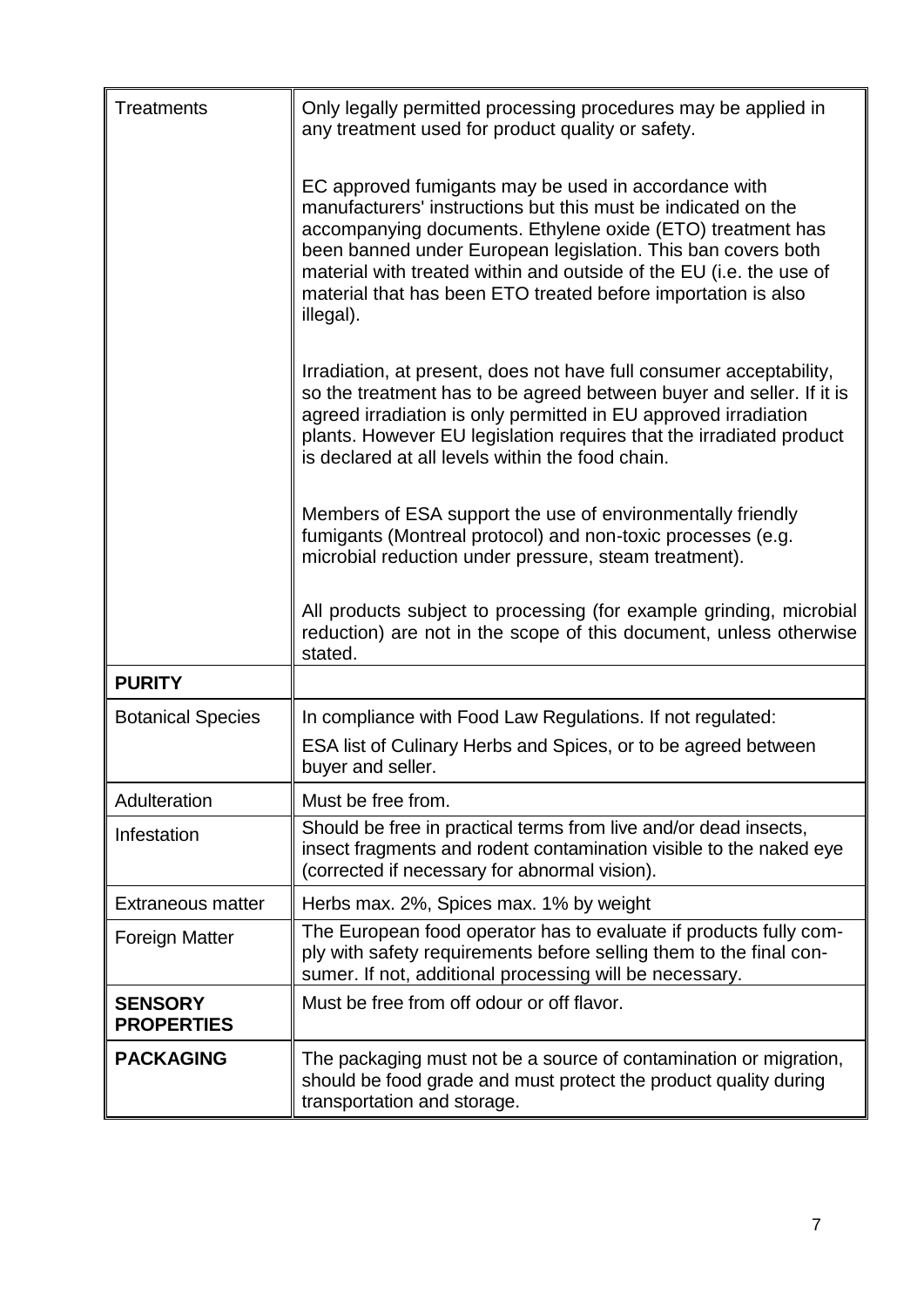| Treatments | Only legally permitted processing procedures may be applied in any treatment used for product quality or safety.<br><br>EC approved fumigants may be used in accordance with manufacturers' instructions but this must be indicated on the accompanying documents. Ethylene oxide (ETO) treatment has been banned under European legislation. This ban covers both material with treated within and outside of the EU (i.e. the use of material that has been ETO treated before importation is also illegal).<br><br>Irradiation, at present, does not have full consumer acceptability, so the treatment has to be agreed between buyer and seller. If it is agreed irradiation is only permitted in EU approved irradiation plants. However EU legislation requires that the irradiated product is declared at all levels within the food chain.<br><br>Members of ESA support the use of environmentally friendly fumigants (Montreal protocol) and non-toxic processes (e.g. microbial reduction under pressure, steam treatment).<br><br>All products subject to processing (for example grinding, microbial reduction) are not in the scope of this document, unless otherwise stated. |
|---|---|
| **PURITY** | |
| Botanical Species | In compliance with Food Law Regulations. If not regulated:<br>ESA list of Culinary Herbs and Spices, or to be agreed between buyer and seller. |
| Adulteration | Must be free from. |
| Infestation | Should be free in practical terms from live and/or dead insects, insect fragments and rodent contamination visible to the naked eye (corrected if necessary for abnormal vision). |
| Extraneous matter | Herbs max. 2%, Spices max. 1% by weight |
| Foreign Matter | The European food operator has to evaluate if products fully comply with safety requirements before selling them to the final consumer. If not, additional processing will be necessary. |
| **SENSORY PROPERTIES** | Must be free from off odour or off flavor. |
| **PACKAGING** | The packaging must not be a source of contamination or migration, should be food grade and must protect the product quality during transportation and storage. |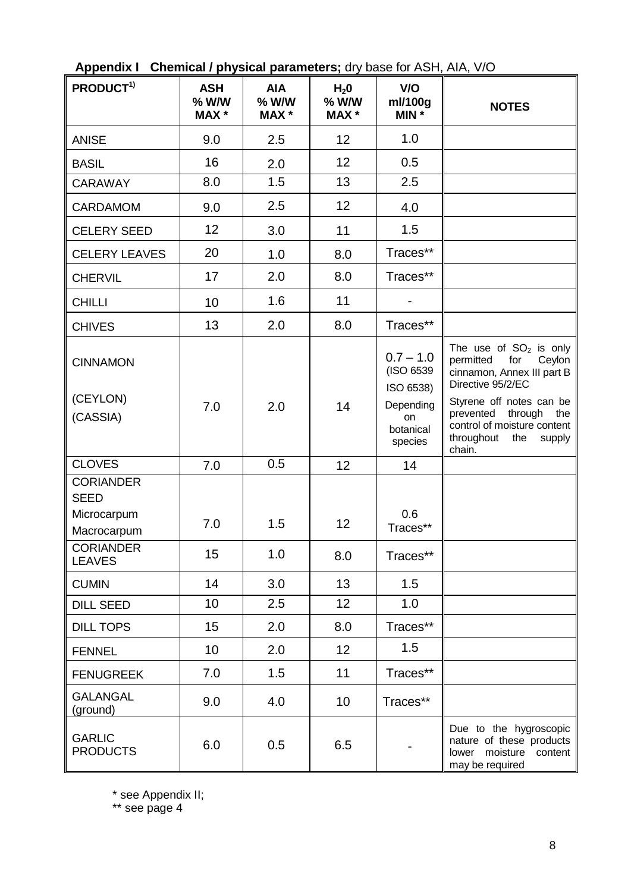**Appendix I Chemical / physical parameters;** dry base for ASH, AIA, V/O

| PRODUCT[1)] | ASH % W/W MAX * | AIA % W/W MAX * | $H_2O$ % W/W MAX * | V/O ml/100g MIN * | NOTES |
|---|---|---|---|---|---|
| ANISE | 9.0 | 2.5 | 12 | 1.0 | |
| BASIL | 16 | 2.0 | 12 | 0.5 | |
| CARAWAY | 8.0 | 1.5 | 13 | 2.5 | |
| CARDAMOM | 9.0 | 2.5 | 12 | 4.0 | |
| CELERY SEED | 12 | 3.0 | 11 | 1.5 | |
| CELERY LEAVES | 20 | 1.0 | 8.0 | Traces** | |
| CHERVIL | 17 | 2.0 | 8.0 | Traces** | |
| CHILLI | 10 | 1.6 | 11 | - | |
| CHIVES | 13 | 2.0 | 8.0 | Traces** | |
| CINNAMON (CEYLON) (CASSIA) | 7.0 | 2.0 | 14 | 0.7 – 1.0 (ISO 6539 ISO 6538) Depending on botanical species | The use of $SO_2$ is only permitted for Ceylon cinnamon, Annex III part B Directive 95/2/EC. Styrene off notes can be prevented through the control of moisture content throughout the supply chain. |
| CLOVES | 7.0 | 0.5 | 12 | 14 | |
| CORIANDER SEED Microcarpum Macrocarpum | 7.0 | 1.5 | 12 | 0.6 Traces** | |
| CORIANDER LEAVES | 15 | 1.0 | 8.0 | Traces** | |
| CUMIN | 14 | 3.0 | 13 | 1.5 | |
| DILL SEED | 10 | 2.5 | 12 | 1.0 | |
| DILL TOPS | 15 | 2.0 | 8.0 | Traces** | |
| FENNEL | 10 | 2.0 | 12 | 1.5 | |
| FENUGREEK | 7.0 | 1.5 | 11 | Traces** | |
| GALANGAL (ground) | 9.0 | 4.0 | 10 | Traces** | |
| GARLIC PRODUCTS | 6.0 | 0.5 | 6.5 | - | Due to the hygroscopic nature of these products lower moisture content may be required |

\* see Appendix II;
\** see page 4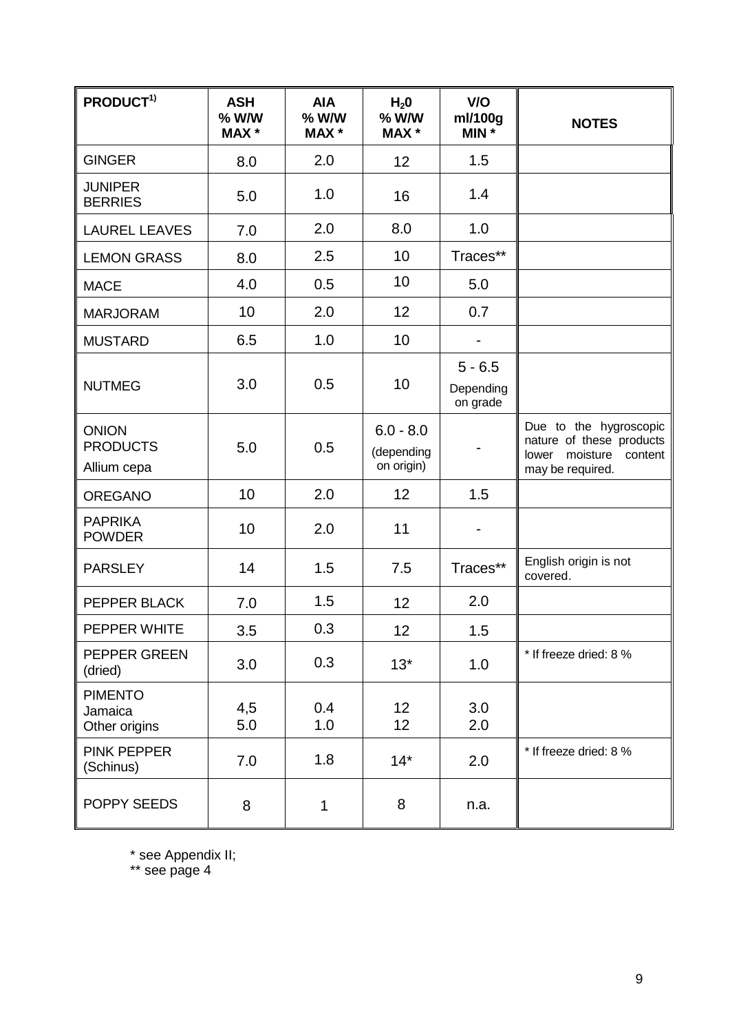| PRODUCT[1)] | ASH % W/W MAX * | AIA % W/W MAX * | $H_2O$ % W/W MAX * | V/O ml/100g MIN * | NOTES |
|---|---|---|---|---|---|
| GINGER | 8.0 | 2.0 | 12 | 1.5 | |
| JUNIPER BERRIES | 5.0 | 1.0 | 16 | 1.4 | |
| LAUREL LEAVES | 7.0 | 2.0 | 8.0 | 1.0 | |
| LEMON GRASS | 8.0 | 2.5 | 10 | Traces** | |
| MACE | 4.0 | 0.5 | 10 | 5.0 | |
| MARJORAM | 10 | 2.0 | 12 | 0.7 | |
| MUSTARD | 6.5 | 1.0 | 10 | - | |
| NUTMEG | 3.0 | 0.5 | 10 | 5 - 6.5 Depending on grade | |
| ONION PRODUCTS Allium cepa | 5.0 | 0.5 | 6.0 - 8.0 (depending on origin) | - | Due to the hygroscopic nature of these products lower moisture content may be required. |
| OREGANO | 10 | 2.0 | 12 | 1.5 | |
| PAPRIKA POWDER | 10 | 2.0 | 11 | - | |
| PARSLEY | 14 | 1.5 | 7.5 | Traces** | English origin is not covered. |
| PEPPER BLACK | 7.0 | 1.5 | 12 | 2.0 | |
| PEPPER WHITE | 3.5 | 0.3 | 12 | 1.5 | |
| PEPPER GREEN (dried) | 3.0 | 0.3 | 13* | 1.0 | * If freeze dried: 8 % |
| PIMENTO Jamaica Other origins | 4,5 5.0 | 0.4 1.0 | 12 12 | 3.0 2.0 | |
| PINK PEPPER (Schinus) | 7.0 | 1.8 | 14* | 2.0 | * If freeze dried: 8 % |
| POPPY SEEDS | 8 | 1 | 8 | n.a. | |

\* see Appendix II;
** see page 4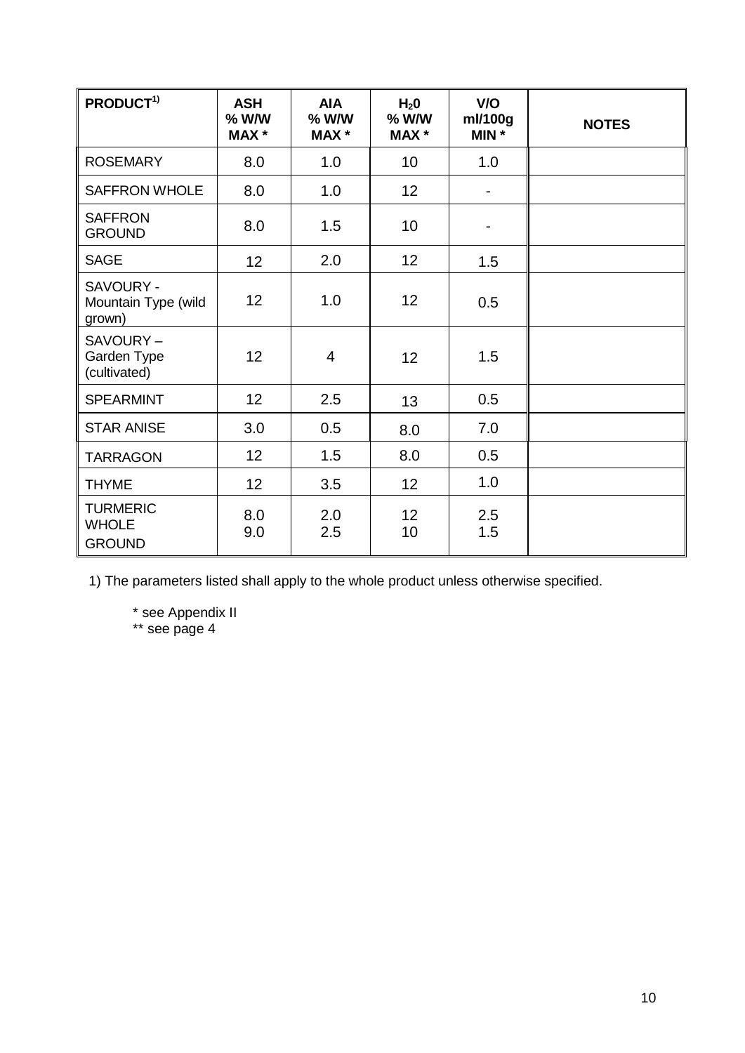| PRODUCT[1)] | ASH % W/W MAX * | AIA % W/W MAX * | $H_2O$ % W/W MAX * | V/O ml/100g MIN * | NOTES |
|---|---|---|---|---|---|
| ROSEMARY | 8.0 | 1.0 | 10 | 1.0 | |
| SAFFRON WHOLE | 8.0 | 1.0 | 12 | - | |
| SAFFRON GROUND | 8.0 | 1.5 | 10 | - | |
| SAGE | 12 | 2.0 | 12 | 1.5 | |
| SAVOURY - Mountain Type (wild grown) | 12 | 1.0 | 12 | 0.5 | |
| SAVOURY – Garden Type (cultivated) | 12 | 4 | 12 | 1.5 | |
| SPEARMINT | 12 | 2.5 | 13 | 0.5 | |
| STAR ANISE | 3.0 | 0.5 | 8.0 | 7.0 | |
| TARRAGON | 12 | 1.5 | 8.0 | 0.5 | |
| THYME | 12 | 3.5 | 12 | 1.0 | |
| TURMERIC WHOLE GROUND | 8.0 9.0 | 2.0 2.5 | 12 10 | 2.5 1.5 | |

1) The parameters listed shall apply to the whole product unless otherwise specified.

\* see Appendix II

\** see page 4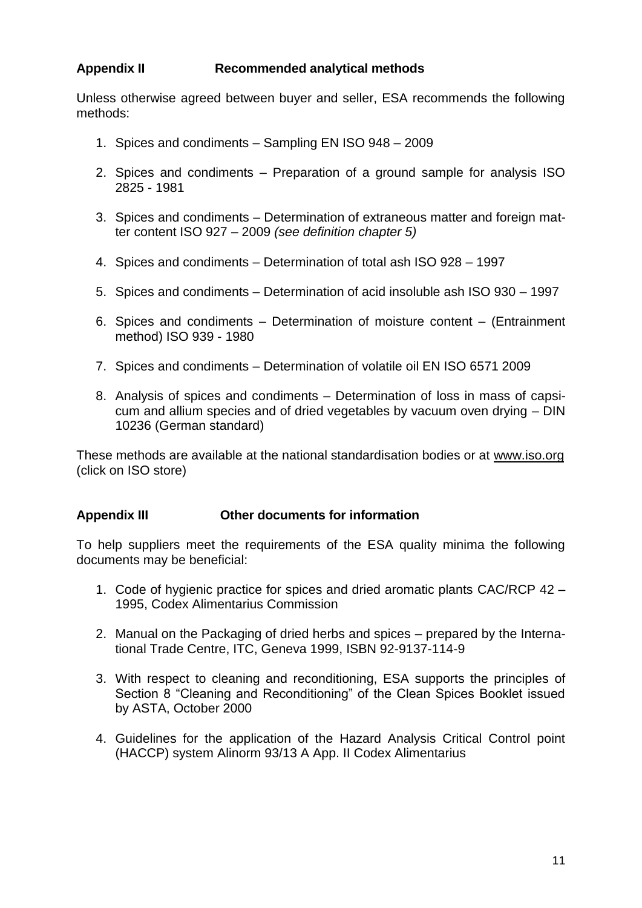## Appendix II Recommended analytical methods

Unless otherwise agreed between buyer and seller, ESA recommends the following methods:

1. Spices and condiments – Sampling EN ISO 948 – 2009
2. Spices and condiments – Preparation of a ground sample for analysis ISO 2825 - 1981
3. Spices and condiments – Determination of extraneous matter and foreign matter content ISO 927 – 2009 *(see definition chapter 5)*
4. Spices and condiments – Determination of total ash ISO 928 – 1997
5. Spices and condiments – Determination of acid insoluble ash ISO 930 – 1997
6. Spices and condiments – Determination of moisture content – (Entrainment method) ISO 939 - 1980
7. Spices and condiments – Determination of volatile oil EN ISO 6571 2009
8. Analysis of spices and condiments – Determination of loss in mass of capsicum and allium species and of dried vegetables by vacuum oven drying – DIN 10236 (German standard)

These methods are available at the national standardisation bodies or at www.iso.org (click on ISO store)

## Appendix III Other documents for information

To help suppliers meet the requirements of the ESA quality minima the following documents may be beneficial:

1. Code of hygienic practice for spices and dried aromatic plants CAC/RCP 42 – 1995, Codex Alimentarius Commission
2. Manual on the Packaging of dried herbs and spices – prepared by the International Trade Centre, ITC, Geneva 1999, ISBN 92-9137-114-9
3. With respect to cleaning and reconditioning, ESA supports the principles of Section 8 "Cleaning and Reconditioning" of the Clean Spices Booklet issued by ASTA, October 2000
4. Guidelines for the application of the Hazard Analysis Critical Control point (HACCP) system Alinorm 93/13 A App. II Codex Alimentarius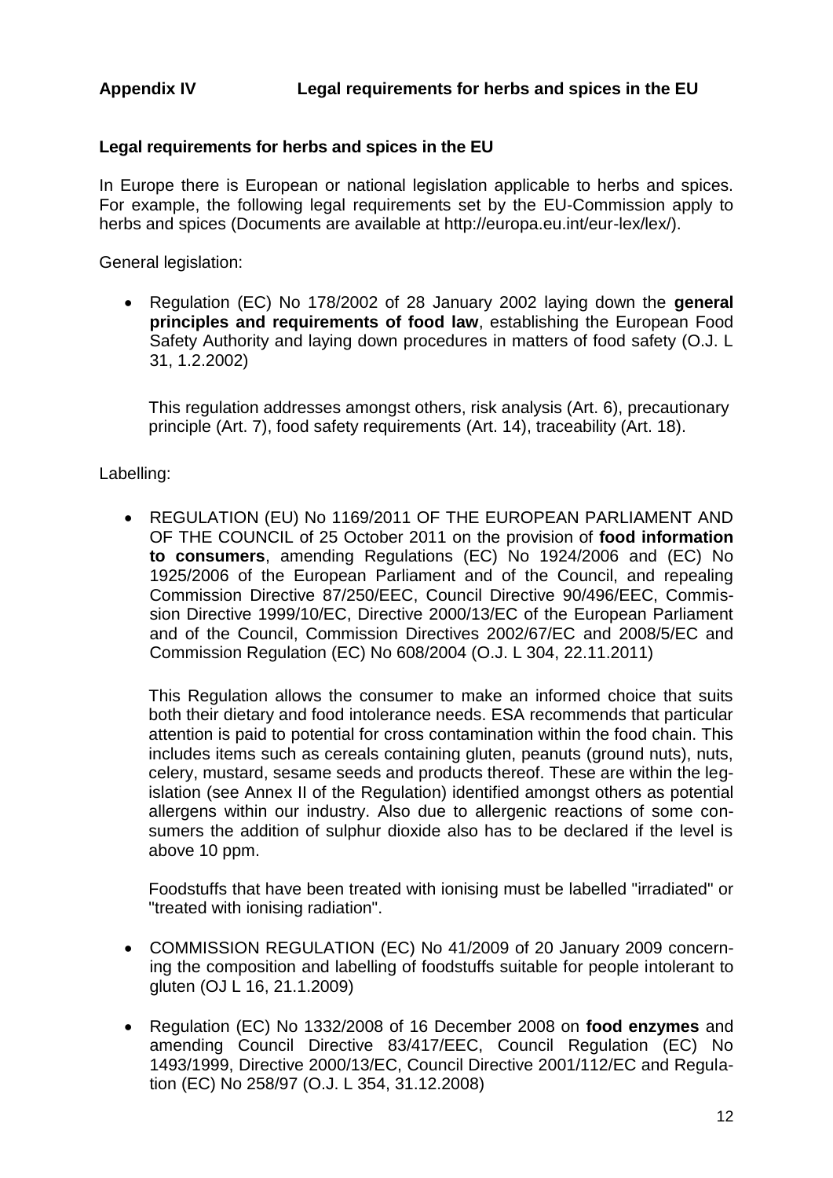## Appendix IV Legal requirements for herbs and spices in the EU

### Legal requirements for herbs and spices in the EU

In Europe there is European or national legislation applicable to herbs and spices. For example, the following legal requirements set by the EU-Commission apply to herbs and spices (Documents are available at http://europa.eu.int/eur-lex/lex/).

General legislation:

- Regulation (EC) No 178/2002 of 28 January 2002 laying down the **general principles and requirements of food law**, establishing the European Food Safety Authority and laying down procedures in matters of food safety (O.J. L 31, 1.2.2002)

  This regulation addresses amongst others, risk analysis (Art. 6), precautionary principle (Art. 7), food safety requirements (Art. 14), traceability (Art. 18).

Labelling:

- REGULATION (EU) No 1169/2011 OF THE EUROPEAN PARLIAMENT AND OF THE COUNCIL of 25 October 2011 on the provision of **food information to consumers**, amending Regulations (EC) No 1924/2006 and (EC) No 1925/2006 of the European Parliament and of the Council, and repealing Commission Directive 87/250/EEC, Council Directive 90/496/EEC, Commission Directive 1999/10/EC, Directive 2000/13/EC of the European Parliament and of the Council, Commission Directives 2002/67/EC and 2008/5/EC and Commission Regulation (EC) No 608/2004 (O.J. L 304, 22.11.2011)

  This Regulation allows the consumer to make an informed choice that suits both their dietary and food intolerance needs. ESA recommends that particular attention is paid to potential for cross contamination within the food chain. This includes items such as cereals containing gluten, peanuts (ground nuts), nuts, celery, mustard, sesame seeds and products thereof. These are within the legislation (see Annex II of the Regulation) identified amongst others as potential allergens within our industry. Also due to allergenic reactions of some consumers the addition of sulphur dioxide also has to be declared if the level is above 10 ppm.

  Foodstuffs that have been treated with ionising must be labelled "irradiated" or "treated with ionising radiation".

- COMMISSION REGULATION (EC) No 41/2009 of 20 January 2009 concerning the composition and labelling of foodstuffs suitable for people intolerant to gluten (OJ L 16, 21.1.2009)

- Regulation (EC) No 1332/2008 of 16 December 2008 on **food enzymes** and amending Council Directive 83/417/EEC, Council Regulation (EC) No 1493/1999, Directive 2000/13/EC, Council Directive 2001/112/EC and Regulation (EC) No 258/97 (O.J. L 354, 31.12.2008)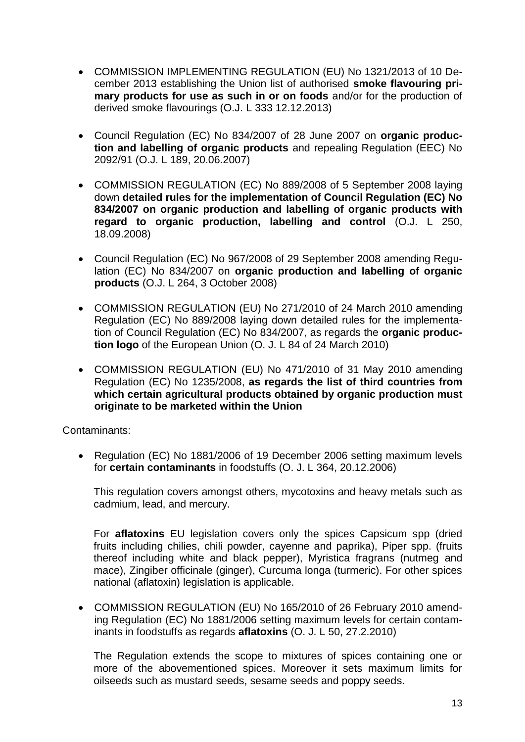- COMMISSION IMPLEMENTING REGULATION (EU) No 1321/2013 of 10 December 2013 establishing the Union list of authorised **smoke flavouring primary products for use as such in or on foods** and/or for the production of derived smoke flavourings (O.J. L 333 12.12.2013)

- Council Regulation (EC) No 834/2007 of 28 June 2007 on **organic production and labelling of organic products** and repealing Regulation (EEC) No 2092/91 (O.J. L 189, 20.06.2007)

- COMMISSION REGULATION (EC) No 889/2008 of 5 September 2008 laying down **detailed rules for the implementation of Council Regulation (EC) No 834/2007 on organic production and labelling of organic products with regard to organic production, labelling and control** (O.J. L 250, 18.09.2008)

- Council Regulation (EC) No 967/2008 of 29 September 2008 amending Regulation (EC) No 834/2007 on **organic production and labelling of organic products** (O.J. L 264, 3 October 2008)

- COMMISSION REGULATION (EU) No 271/2010 of 24 March 2010 amending Regulation (EC) No 889/2008 laying down detailed rules for the implementation of Council Regulation (EC) No 834/2007, as regards the **organic production logo** of the European Union (O. J. L 84 of 24 March 2010)

- COMMISSION REGULATION (EU) No 471/2010 of 31 May 2010 amending Regulation (EC) No 1235/2008, **as regards the list of third countries from which certain agricultural products obtained by organic production must originate to be marketed within the Union**

Contaminants:

- Regulation (EC) No 1881/2006 of 19 December 2006 setting maximum levels for **certain contaminants** in foodstuffs (O. J. L 364, 20.12.2006)

  This regulation covers amongst others, mycotoxins and heavy metals such as cadmium, lead, and mercury.

  For **aflatoxins** EU legislation covers only the spices Capsicum spp (dried fruits including chilies, chili powder, cayenne and paprika), Piper spp. (fruits thereof including white and black pepper), Myristica fragrans (nutmeg and mace), Zingiber officinale (ginger), Curcuma longa (turmeric). For other spices national (aflatoxin) legislation is applicable.

- COMMISSION REGULATION (EU) No 165/2010 of 26 February 2010 amending Regulation (EC) No 1881/2006 setting maximum levels for certain contaminants in foodstuffs as regards **aflatoxins** (O. J. L 50, 27.2.2010)

  The Regulation extends the scope to mixtures of spices containing one or more of the abovementioned spices. Moreover it sets maximum limits for oilseeds such as mustard seeds, sesame seeds and poppy seeds.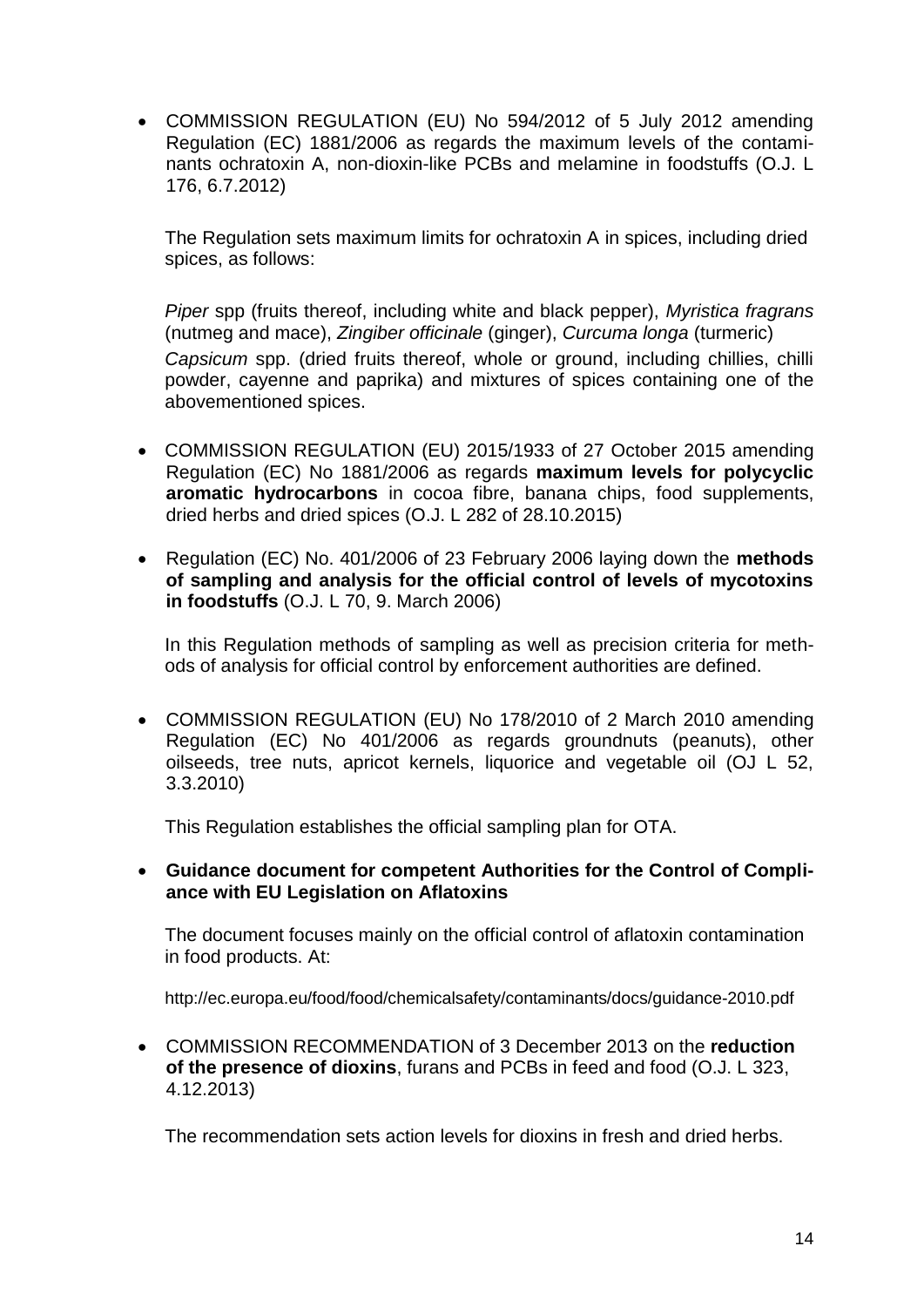- COMMISSION REGULATION (EU) No 594/2012 of 5 July 2012 amending Regulation (EC) 1881/2006 as regards the maximum levels of the contaminants ochratoxin A, non-dioxin-like PCBs and melamine in foodstuffs (O.J. L 176, 6.7.2012)

  The Regulation sets maximum limits for ochratoxin A in spices, including dried spices, as follows:

  *Piper* spp (fruits thereof, including white and black pepper), *Myristica fragrans* (nutmeg and mace), *Zingiber officinale* (ginger), *Curcuma longa* (turmeric)

  *Capsicum* spp. (dried fruits thereof, whole or ground, including chillies, chilli powder, cayenne and paprika) and mixtures of spices containing one of the abovementioned spices.

- COMMISSION REGULATION (EU) 2015/1933 of 27 October 2015 amending Regulation (EC) No 1881/2006 as regards **maximum levels for polycyclic aromatic hydrocarbons** in cocoa fibre, banana chips, food supplements, dried herbs and dried spices (O.J. L 282 of 28.10.2015)

- Regulation (EC) No. 401/2006 of 23 February 2006 laying down the **methods of sampling and analysis for the official control of levels of mycotoxins in foodstuffs** (O.J. L 70, 9. March 2006)

  In this Regulation methods of sampling as well as precision criteria for methods of analysis for official control by enforcement authorities are defined.

- COMMISSION REGULATION (EU) No 178/2010 of 2 March 2010 amending Regulation (EC) No 401/2006 as regards groundnuts (peanuts), other oilseeds, tree nuts, apricot kernels, liquorice and vegetable oil (OJ L 52, 3.3.2010)

  This Regulation establishes the official sampling plan for OTA.

- **Guidance document for competent Authorities for the Control of Compliance with EU Legislation on Aflatoxins**

  The document focuses mainly on the official control of aflatoxin contamination in food products. At:

  http://ec.europa.eu/food/food/chemicalsafety/contaminants/docs/guidance-2010.pdf

- COMMISSION RECOMMENDATION of 3 December 2013 on the **reduction of the presence of dioxins**, furans and PCBs in feed and food (O.J. L 323, 4.12.2013)

  The recommendation sets action levels for dioxins in fresh and dried herbs.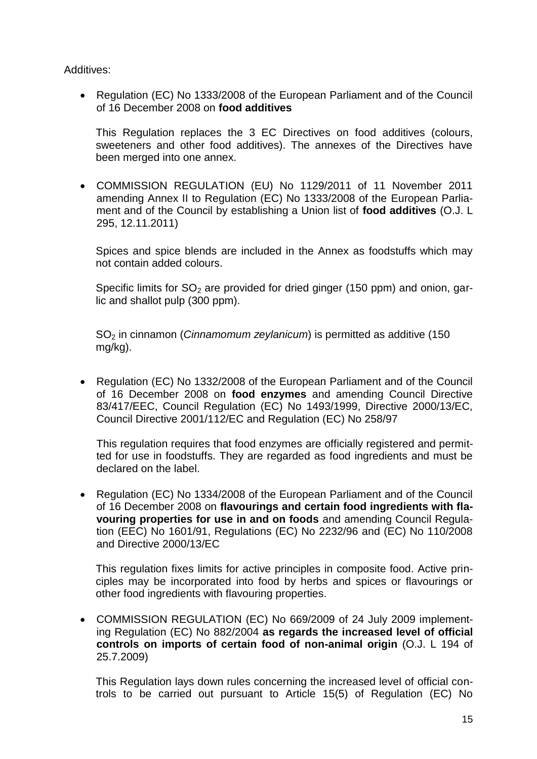Additives:

- Regulation (EC) No 1333/2008 of the European Parliament and of the Council of 16 December 2008 on **food additives**

  This Regulation replaces the 3 EC Directives on food additives (colours, sweeteners and other food additives). The annexes of the Directives have been merged into one annex.

- COMMISSION REGULATION (EU) No 1129/2011 of 11 November 2011 amending Annex II to Regulation (EC) No 1333/2008 of the European Parliament and of the Council by establishing a Union list of **food additives** (O.J. L 295, 12.11.2011)

  Spices and spice blends are included in the Annex as foodstuffs which may not contain added colours.

  Specific limits for $SO_2$ are provided for dried ginger (150 ppm) and onion, garlic and shallot pulp (300 ppm).

  $SO_2$ in cinnamon (*Cinnamomum zeylanicum*) is permitted as additive (150 mg/kg).

- Regulation (EC) No 1332/2008 of the European Parliament and of the Council of 16 December 2008 on **food enzymes** and amending Council Directive 83/417/EEC, Council Regulation (EC) No 1493/1999, Directive 2000/13/EC, Council Directive 2001/112/EC and Regulation (EC) No 258/97

  This regulation requires that food enzymes are officially registered and permitted for use in foodstuffs. They are regarded as food ingredients and must be declared on the label.

- Regulation (EC) No 1334/2008 of the European Parliament and of the Council of 16 December 2008 on **flavourings and certain food ingredients with flavouring properties for use in and on foods** and amending Council Regulation (EEC) No 1601/91, Regulations (EC) No 2232/96 and (EC) No 110/2008 and Directive 2000/13/EC

  This regulation fixes limits for active principles in composite food. Active principles may be incorporated into food by herbs and spices or flavourings or other food ingredients with flavouring properties.

- COMMISSION REGULATION (EC) No 669/2009 of 24 July 2009 implementing Regulation (EC) No 882/2004 **as regards the increased level of official controls on imports of certain food of non-animal origin** (O.J. L 194 of 25.7.2009)

  This Regulation lays down rules concerning the increased level of official controls to be carried out pursuant to Article 15(5) of Regulation (EC) No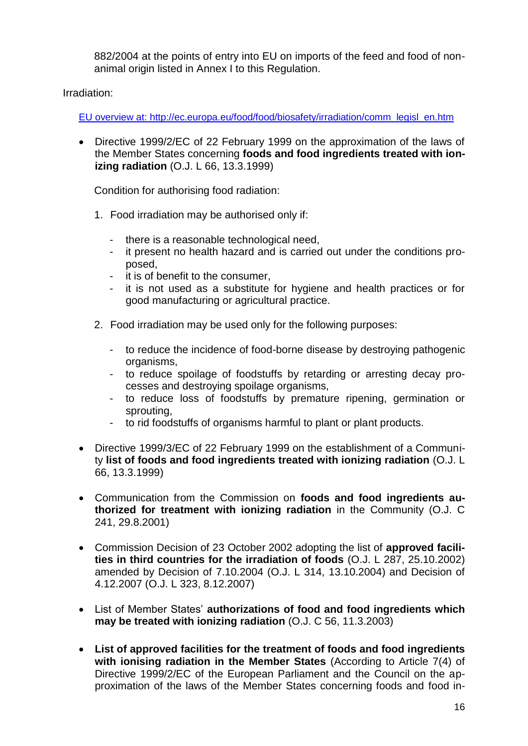882/2004 at the points of entry into EU on imports of the feed and food of non-animal origin listed in Annex I to this Regulation.

Irradiation:

EU overview at: http://ec.europa.eu/food/food/biosafety/irradiation/comm_legisl_en.htm

- Directive 1999/2/EC of 22 February 1999 on the approximation of the laws of the Member States concerning **foods and food ingredients treated with ionizing radiation** (O.J. L 66, 13.3.1999)

  Condition for authorising food radiation:

  1. Food irradiation may be authorised only if:
     - there is a reasonable technological need,
     - it present no health hazard and is carried out under the conditions proposed,
     - it is of benefit to the consumer,
     - it is not used as a substitute for hygiene and health practices or for good manufacturing or agricultural practice.
  2. Food irradiation may be used only for the following purposes:
     - to reduce the incidence of food-borne disease by destroying pathogenic organisms,
     - to reduce spoilage of foodstuffs by retarding or arresting decay processes and destroying spoilage organisms,
     - to reduce loss of foodstuffs by premature ripening, germination or sprouting,
     - to rid foodstuffs of organisms harmful to plant or plant products.

- Directive 1999/3/EC of 22 February 1999 on the establishment of a Community **list of foods and food ingredients treated with ionizing radiation** (O.J. L 66, 13.3.1999)

- Communication from the Commission on **foods and food ingredients authorized for treatment with ionizing radiation** in the Community (O.J. C 241, 29.8.2001)

- Commission Decision of 23 October 2002 adopting the list of **approved facilities in third countries for the irradiation of foods** (O.J. L 287, 25.10.2002) amended by Decision of 7.10.2004 (O.J. L 314, 13.10.2004) and Decision of 4.12.2007 (O.J. L 323, 8.12.2007)

- List of Member States' **authorizations of food and food ingredients which may be treated with ionizing radiation** (O.J. C 56, 11.3.2003)

- **List of approved facilities for the treatment of foods and food ingredients with ionising radiation in the Member States** (According to Article 7(4) of Directive 1999/2/EC of the European Parliament and the Council on the approximation of the laws of the Member States concerning foods and food in-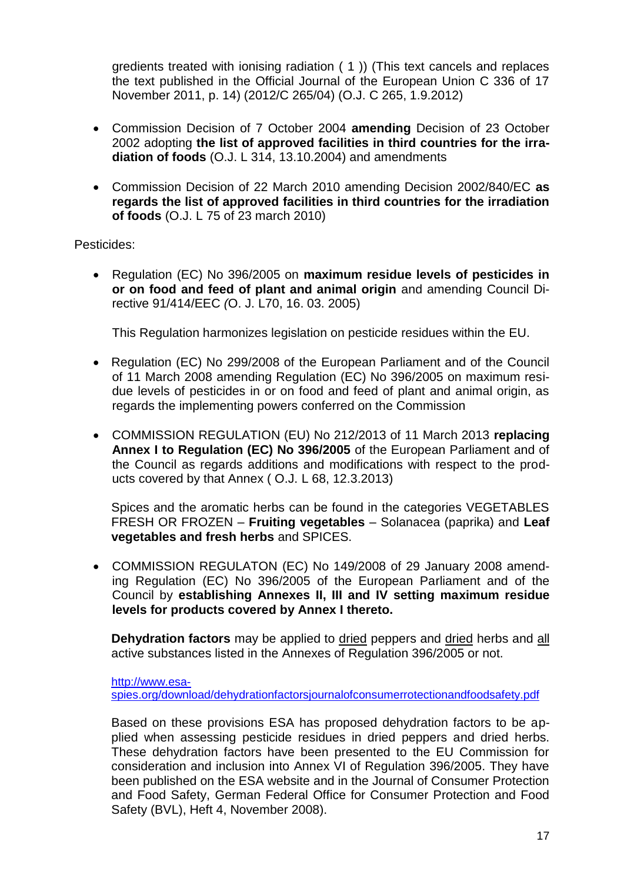gredients treated with ionising radiation ( 1 )) (This text cancels and replaces the text published in the Official Journal of the European Union C 336 of 17 November 2011, p. 14) (2012/C 265/04) (O.J. C 265, 1.9.2012)

- Commission Decision of 7 October 2004 **amending** Decision of 23 October 2002 adopting **the list of approved facilities in third countries for the irradiation of foods** (O.J. L 314, 13.10.2004) and amendments

- Commission Decision of 22 March 2010 amending Decision 2002/840/EC **as regards the list of approved facilities in third countries for the irradiation of foods** (O.J. L 75 of 23 march 2010)

Pesticides:

- Regulation (EC) No 396/2005 on **maximum residue levels of pesticides in or on food and feed of plant and animal origin** and amending Council Directive 91/414/EEC *(*O. J. L70, 16. 03. 2005)

  This Regulation harmonizes legislation on pesticide residues within the EU.

- Regulation (EC) No 299/2008 of the European Parliament and of the Council of 11 March 2008 amending Regulation (EC) No 396/2005 on maximum residue levels of pesticides in or on food and feed of plant and animal origin, as regards the implementing powers conferred on the Commission

- COMMISSION REGULATION (EU) No 212/2013 of 11 March 2013 **replacing Annex I to Regulation (EC) No 396/2005** of the European Parliament and of the Council as regards additions and modifications with respect to the products covered by that Annex ( O.J. L 68, 12.3.2013)

  Spices and the aromatic herbs can be found in the categories VEGETABLES FRESH OR FROZEN – **Fruiting vegetables** – Solanacea (paprika) and **Leaf vegetables and fresh herbs** and SPICES.

- COMMISSION REGULATON (EC) No 149/2008 of 29 January 2008 amending Regulation (EC) No 396/2005 of the European Parliament and of the Council by **establishing Annexes II, III and IV setting maximum residue levels for products covered by Annex I thereto.**

  **Dehydration factors** may be applied to <u>dried</u> peppers and <u>dried</u> herbs and <u>all</u> active substances listed in the Annexes of Regulation 396/2005 or not.

  http://www.esa-spies.org/download/dehydrationfactorsjournalofconsumerrotectionandfoodsafety.pdf

  Based on these provisions ESA has proposed dehydration factors to be applied when assessing pesticide residues in dried peppers and dried herbs. These dehydration factors have been presented to the EU Commission for consideration and inclusion into Annex VI of Regulation 396/2005. They have been published on the ESA website and in the Journal of Consumer Protection and Food Safety, German Federal Office for Consumer Protection and Food Safety (BVL), Heft 4, November 2008).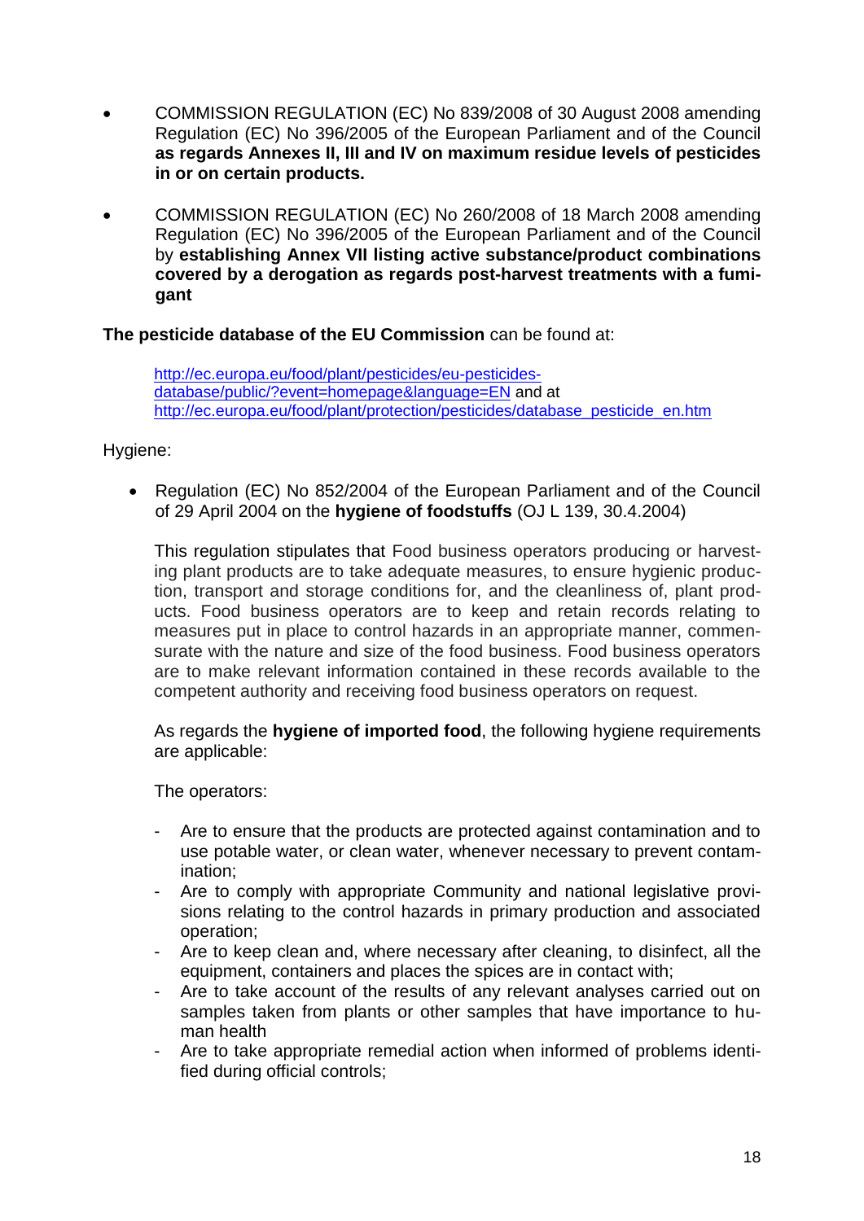- COMMISSION REGULATION (EC) No 839/2008 of 30 August 2008 amending Regulation (EC) No 396/2005 of the European Parliament and of the Council **as regards Annexes II, III and IV on maximum residue levels of pesticides in or on certain products.**

- COMMISSION REGULATION (EC) No 260/2008 of 18 March 2008 amending Regulation (EC) No 396/2005 of the European Parliament and of the Council by **establishing Annex VII listing active substance/product combinations covered by a derogation as regards post-harvest treatments with a fumigant**

**The pesticide database of the EU Commission** can be found at:

> http://ec.europa.eu/food/plant/pesticides/eu-pesticides-database/public/?event=homepage&language=EN and at http://ec.europa.eu/food/plant/protection/pesticides/database_pesticide_en.htm

Hygiene:

- Regulation (EC) No 852/2004 of the European Parliament and of the Council of 29 April 2004 on the **hygiene of foodstuffs** (OJ L 139, 30.4.2004)

  This regulation stipulates that Food business operators producing or harvesting plant products are to take adequate measures, to ensure hygienic production, transport and storage conditions for, and the cleanliness of, plant products. Food business operators are to keep and retain records relating to measures put in place to control hazards in an appropriate manner, commensurate with the nature and size of the food business. Food business operators are to make relevant information contained in these records available to the competent authority and receiving food business operators on request.

  As regards the **hygiene of imported food**, the following hygiene requirements are applicable:

  The operators:

  - Are to ensure that the products are protected against contamination and to use potable water, or clean water, whenever necessary to prevent contamination;
  - Are to comply with appropriate Community and national legislative provisions relating to the control hazards in primary production and associated operation;
  - Are to keep clean and, where necessary after cleaning, to disinfect, all the equipment, containers and places the spices are in contact with;
  - Are to take account of the results of any relevant analyses carried out on samples taken from plants or other samples that have importance to human health
  - Are to take appropriate remedial action when informed of problems identified during official controls;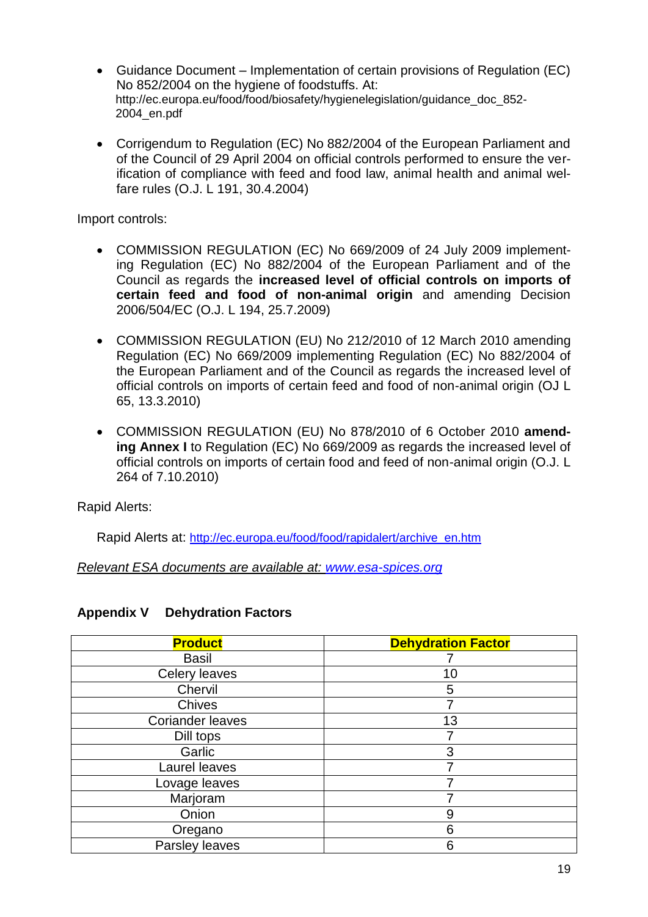- Guidance Document – Implementation of certain provisions of Regulation (EC) No 852/2004 on the hygiene of foodstuffs. At: http://ec.europa.eu/food/food/biosafety/hygienelegislation/guidance_doc_852-2004_en.pdf

- Corrigendum to Regulation (EC) No 882/2004 of the European Parliament and of the Council of 29 April 2004 on official controls performed to ensure the verification of compliance with feed and food law, animal health and animal welfare rules (O.J. L 191, 30.4.2004)

Import controls:

- COMMISSION REGULATION (EC) No 669/2009 of 24 July 2009 implementing Regulation (EC) No 882/2004 of the European Parliament and of the Council as regards the **increased level of official controls on imports of certain feed and food of non-animal origin** and amending Decision 2006/504/EC (O.J. L 194, 25.7.2009)

- COMMISSION REGULATION (EU) No 212/2010 of 12 March 2010 amending Regulation (EC) No 669/2009 implementing Regulation (EC) No 882/2004 of the European Parliament and of the Council as regards the increased level of official controls on imports of certain feed and food of non-animal origin (OJ L 65, 13.3.2010)

- COMMISSION REGULATION (EU) No 878/2010 of 6 October 2010 **amending Annex I** to Regulation (EC) No 669/2009 as regards the increased level of official controls on imports of certain food and feed of non-animal origin (O.J. L 264 of 7.10.2010)

Rapid Alerts:

Rapid Alerts at: http://ec.europa.eu/food/food/rapidalert/archive_en.htm

*Relevant ESA documents are available at: www.esa-spices.org*

## Appendix V Dehydration Factors

| **Product** | **Dehydration Factor** |
|---|---|
| Basil | 7 |
| Celery leaves | 10 |
| Chervil | 5 |
| Chives | 7 |
| Coriander leaves | 13 |
| Dill tops | 7 |
| Garlic | 3 |
| Laurel leaves | 7 |
| Lovage leaves | 7 |
| Marjoram | 7 |
| Onion | 9 |
| Oregano | 6 |
| Parsley leaves | 6 |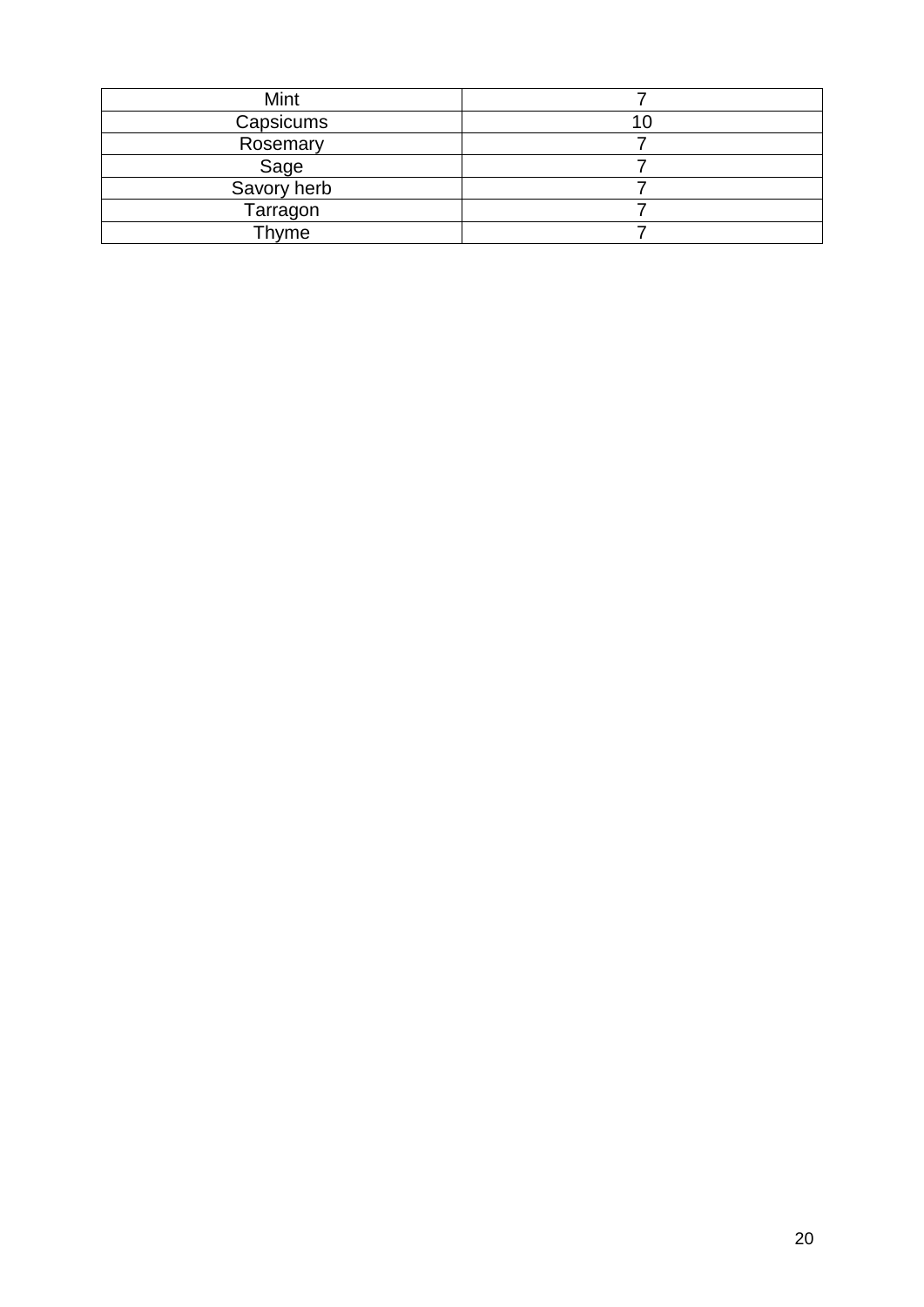| | |
|---|---|
| Mint | 7 |
| Capsicums | 10 |
| Rosemary | 7 |
| Sage | 7 |
| Savory herb | 7 |
| Tarragon | 7 |
| Thyme | 7 |